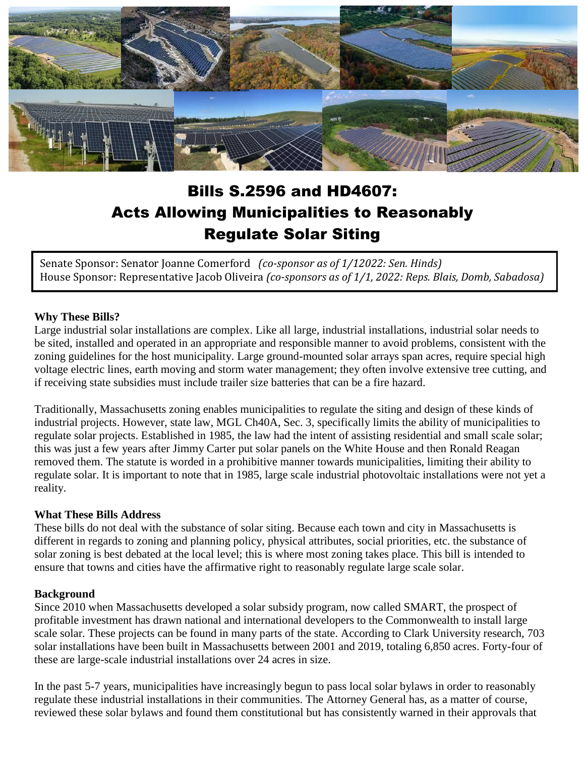# Bills S.2596 and HD4607: Acts Allowing Municipalities to Reasonably Regulate Solar Siting

Senate Sponsor: Senator Joanne Comerford *(co-sponsor as of 1/12022: Sen. Hinds)*
House Sponsor: Representative Jacob Oliveira *(co-sponsors as of 1/1, 2022: Reps. Blais, Domb, Sabadosa)*

**Why These Bills?**

Large industrial solar installations are complex. Like all large, industrial installations, industrial solar needs to be sited, installed and operated in an appropriate and responsible manner to avoid problems, consistent with the zoning guidelines for the host municipality. Large ground-mounted solar arrays span acres, require special high voltage electric lines, earth moving and storm water management; they often involve extensive tree cutting, and if receiving state subsidies must include trailer size batteries that can be a fire hazard.

Traditionally, Massachusetts zoning enables municipalities to regulate the siting and design of these kinds of industrial projects. However, state law, MGL Ch40A, Sec. 3, specifically limits the ability of municipalities to regulate solar projects. Established in 1985, the law had the intent of assisting residential and small scale solar; this was just a few years after Jimmy Carter put solar panels on the White House and then Ronald Reagan removed them. The statute is worded in a prohibitive manner towards municipalities, limiting their ability to regulate solar. It is important to note that in 1985, large scale industrial photovoltaic installations were not yet a reality.

**What These Bills Address**

These bills do not deal with the substance of solar siting. Because each town and city in Massachusetts is different in regards to zoning and planning policy, physical attributes, social priorities, etc. the substance of solar zoning is best debated at the local level; this is where most zoning takes place. This bill is intended to ensure that towns and cities have the affirmative right to reasonably regulate large scale solar.

**Background**

Since 2010 when Massachusetts developed a solar subsidy program, now called SMART, the prospect of profitable investment has drawn national and international developers to the Commonwealth to install large scale solar. These projects can be found in many parts of the state. According to Clark University research, 703 solar installations have been built in Massachusetts between 2001 and 2019, totaling 6,850 acres. Forty-four of these are large-scale industrial installations over 24 acres in size.

In the past 5-7 years, municipalities have increasingly begun to pass local solar bylaws in order to reasonably regulate these industrial installations in their communities. The Attorney General has, as a matter of course, reviewed these solar bylaws and found them constitutional but has consistently warned in their approvals that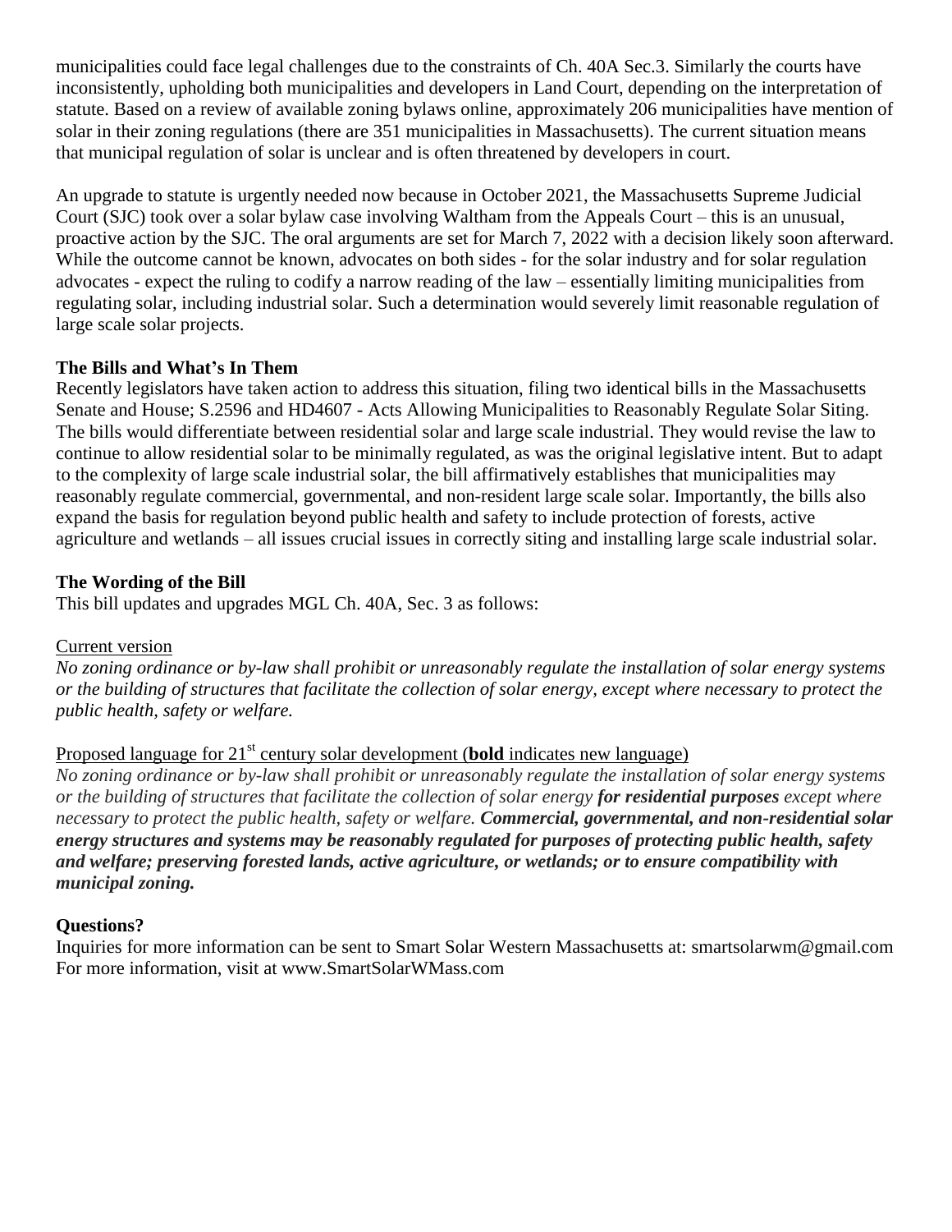municipalities could face legal challenges due to the constraints of Ch. 40A Sec.3. Similarly the courts have inconsistently, upholding both municipalities and developers in Land Court, depending on the interpretation of statute. Based on a review of available zoning bylaws online, approximately 206 municipalities have mention of solar in their zoning regulations (there are 351 municipalities in Massachusetts). The current situation means that municipal regulation of solar is unclear and is often threatened by developers in court.

An upgrade to statute is urgently needed now because in October 2021, the Massachusetts Supreme Judicial Court (SJC) took over a solar bylaw case involving Waltham from the Appeals Court – this is an unusual, proactive action by the SJC. The oral arguments are set for March 7, 2022 with a decision likely soon afterward. While the outcome cannot be known, advocates on both sides - for the solar industry and for solar regulation advocates - expect the ruling to codify a narrow reading of the law – essentially limiting municipalities from regulating solar, including industrial solar. Such a determination would severely limit reasonable regulation of large scale solar projects.

**The Bills and What's In Them**

Recently legislators have taken action to address this situation, filing two identical bills in the Massachusetts Senate and House; S.2596 and HD4607 - Acts Allowing Municipalities to Reasonably Regulate Solar Siting. The bills would differentiate between residential solar and large scale industrial. They would revise the law to continue to allow residential solar to be minimally regulated, as was the original legislative intent. But to adapt to the complexity of large scale industrial solar, the bill affirmatively establishes that municipalities may reasonably regulate commercial, governmental, and non-resident large scale solar. Importantly, the bills also expand the basis for regulation beyond public health and safety to include protection of forests, active agriculture and wetlands – all issues crucial issues in correctly siting and installing large scale industrial solar.

**The Wording of the Bill**

This bill updates and upgrades MGL Ch. 40A, Sec. 3 as follows:

<u>Current version</u>

*No zoning ordinance or by-law shall prohibit or unreasonably regulate the installation of solar energy systems or the building of structures that facilitate the collection of solar energy, except where necessary to protect the public health, safety or welfare.*

<u>Proposed language for 21st century solar development (**bold** indicates new language)</u>

*No zoning ordinance or by-law shall prohibit or unreasonably regulate the installation of solar energy systems or the building of structures that facilitate the collection of solar energy **for residential purposes** except where necessary to protect the public health, safety or welfare. **Commercial, governmental, and non-residential solar energy structures and systems may be reasonably regulated for purposes of protecting public health, safety and welfare; preserving forested lands, active agriculture, or wetlands; or to ensure compatibility with municipal zoning.***

**Questions?**

Inquiries for more information can be sent to Smart Solar Western Massachusetts at: smartsolarwm@gmail.com
For more information, visit at www.SmartSolarWMass.com